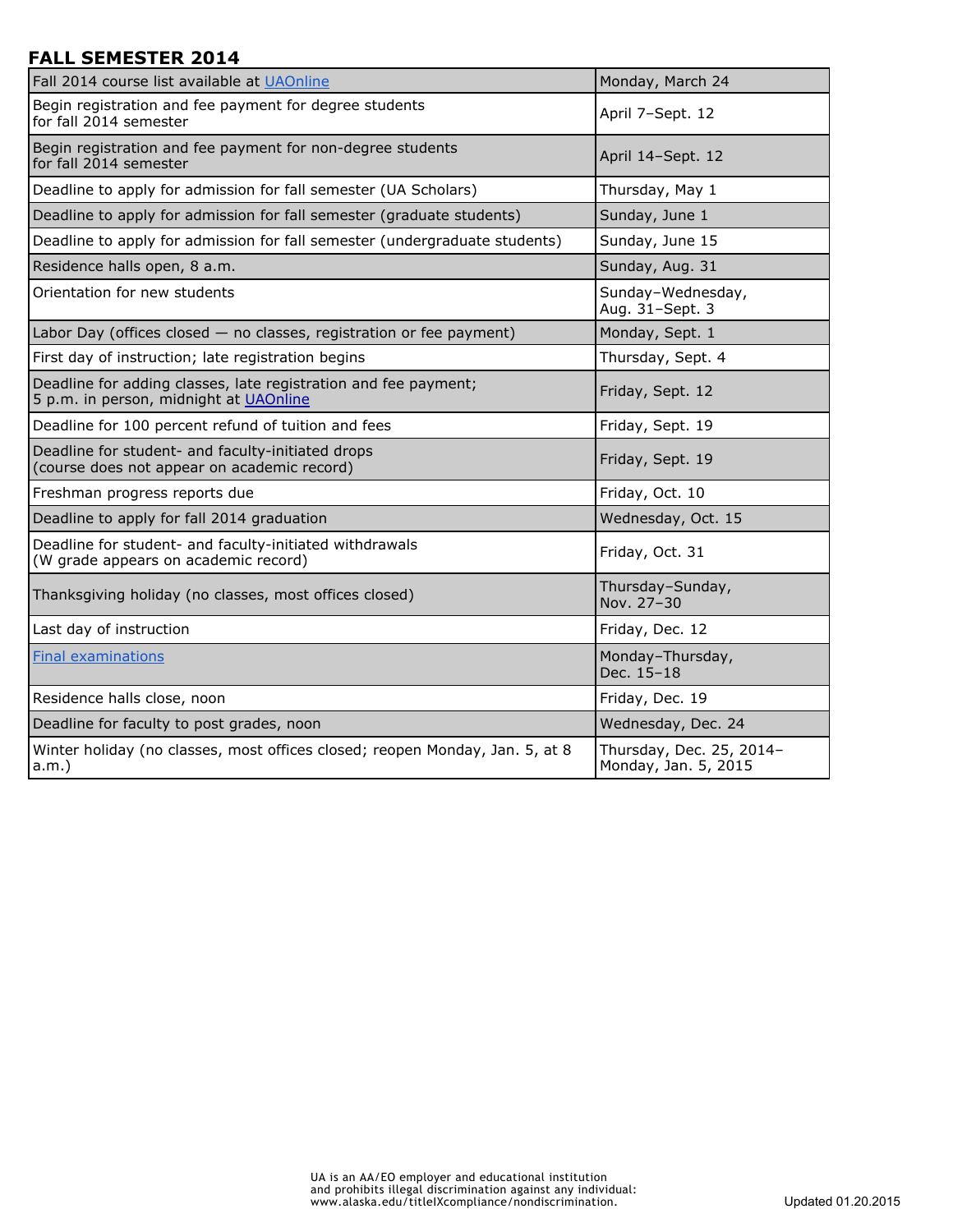## FALL SEMESTER 2014

| Event | Date |
|---|---|
| Fall 2014 course list available at [UAOnline]() | Monday, March 24 |
| Begin registration and fee payment for degree students for fall 2014 semester | April 7–Sept. 12 |
| Begin registration and fee payment for non-degree students for fall 2014 semester | April 14–Sept. 12 |
| Deadline to apply for admission for fall semester (UA Scholars) | Thursday, May 1 |
| Deadline to apply for admission for fall semester (graduate students) | Sunday, June 1 |
| Deadline to apply for admission for fall semester (undergraduate students) | Sunday, June 15 |
| Residence halls open, 8 a.m. | Sunday, Aug. 31 |
| Orientation for new students | Sunday–Wednesday, Aug. 31–Sept. 3 |
| Labor Day (offices closed — no classes, registration or fee payment) | Monday, Sept. 1 |
| First day of instruction; late registration begins | Thursday, Sept. 4 |
| Deadline for adding classes, late registration and fee payment; 5 p.m. in person, midnight at [UAOnline]() | Friday, Sept. 12 |
| Deadline for 100 percent refund of tuition and fees | Friday, Sept. 19 |
| Deadline for student- and faculty-initiated drops (course does not appear on academic record) | Friday, Sept. 19 |
| Freshman progress reports due | Friday, Oct. 10 |
| Deadline to apply for fall 2014 graduation | Wednesday, Oct. 15 |
| Deadline for student- and faculty-initiated withdrawals (W grade appears on academic record) | Friday, Oct. 31 |
| Thanksgiving holiday (no classes, most offices closed) | Thursday–Sunday, Nov. 27–30 |
| Last day of instruction | Friday, Dec. 12 |
| [Final examinations]() | Monday–Thursday, Dec. 15–18 |
| Residence halls close, noon | Friday, Dec. 19 |
| Deadline for faculty to post grades, noon | Wednesday, Dec. 24 |
| Winter holiday (no classes, most offices closed; reopen Monday, Jan. 5, at 8 a.m.) | Thursday, Dec. 25, 2014–Monday, Jan. 5, 2015 |

UA is an AA/EO employer and educational institution and prohibits illegal discrimination against any individual: www.alaska.edu/titleIXcompliance/nondiscrimination.

Updated 01.20.2015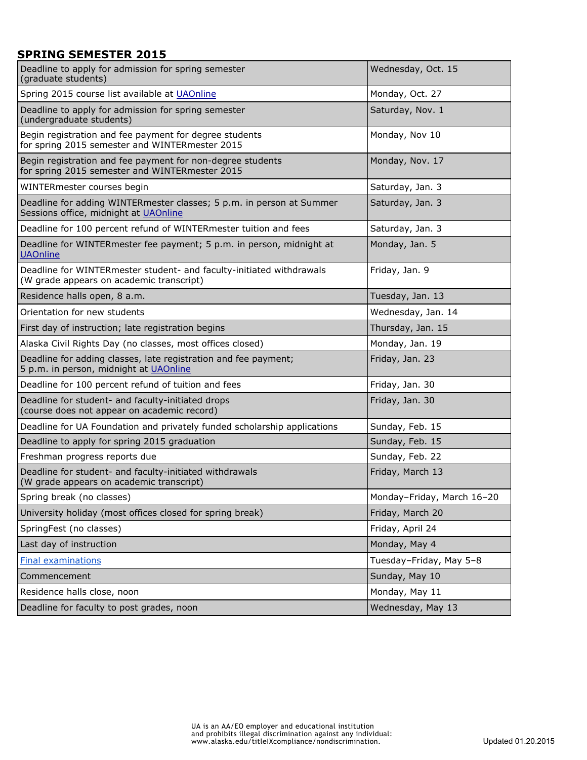## SPRING SEMESTER 2015

| | |
|---|---|
| Deadline to apply for admission for spring semester (graduate students) | Wednesday, Oct. 15 |
| Spring 2015 course list available at UAOnline | Monday, Oct. 27 |
| Deadline to apply for admission for spring semester (undergraduate students) | Saturday, Nov. 1 |
| Begin registration and fee payment for degree students for spring 2015 semester and WINTERmester 2015 | Monday, Nov 10 |
| Begin registration and fee payment for non-degree students for spring 2015 semester and WINTERmester 2015 | Monday, Nov. 17 |
| WINTERmester courses begin | Saturday, Jan. 3 |
| Deadline for adding WINTERmester classes; 5 p.m. in person at Summer Sessions office, midnight at UAOnline | Saturday, Jan. 3 |
| Deadline for 100 percent refund of WINTERmester tuition and fees | Saturday, Jan. 3 |
| Deadline for WINTERmester fee payment; 5 p.m. in person, midnight at UAOnline | Monday, Jan. 5 |
| Deadline for WINTERmester student- and faculty-initiated withdrawals (W grade appears on academic transcript) | Friday, Jan. 9 |
| Residence halls open, 8 a.m. | Tuesday, Jan. 13 |
| Orientation for new students | Wednesday, Jan. 14 |
| First day of instruction; late registration begins | Thursday, Jan. 15 |
| Alaska Civil Rights Day (no classes, most offices closed) | Monday, Jan. 19 |
| Deadline for adding classes, late registration and fee payment; 5 p.m. in person, midnight at UAOnline | Friday, Jan. 23 |
| Deadline for 100 percent refund of tuition and fees | Friday, Jan. 30 |
| Deadline for student- and faculty-initiated drops (course does not appear on academic record) | Friday, Jan. 30 |
| Deadline for UA Foundation and privately funded scholarship applications | Sunday, Feb. 15 |
| Deadline to apply for spring 2015 graduation | Sunday, Feb. 15 |
| Freshman progress reports due | Sunday, Feb. 22 |
| Deadline for student- and faculty-initiated withdrawals (W grade appears on academic transcript) | Friday, March 13 |
| Spring break (no classes) | Monday–Friday, March 16–20 |
| University holiday (most offices closed for spring break) | Friday, March 20 |
| SpringFest (no classes) | Friday, April 24 |
| Last day of instruction | Monday, May 4 |
| Final examinations | Tuesday–Friday, May 5–8 |
| Commencement | Sunday, May 10 |
| Residence halls close, noon | Monday, May 11 |
| Deadline for faculty to post grades, noon | Wednesday, May 13 |

UA is an AA/EO employer and educational institution and prohibits illegal discrimination against any individual: www.alaska.edu/titleIXcompliance/nondiscrimination.

Updated 01.20.2015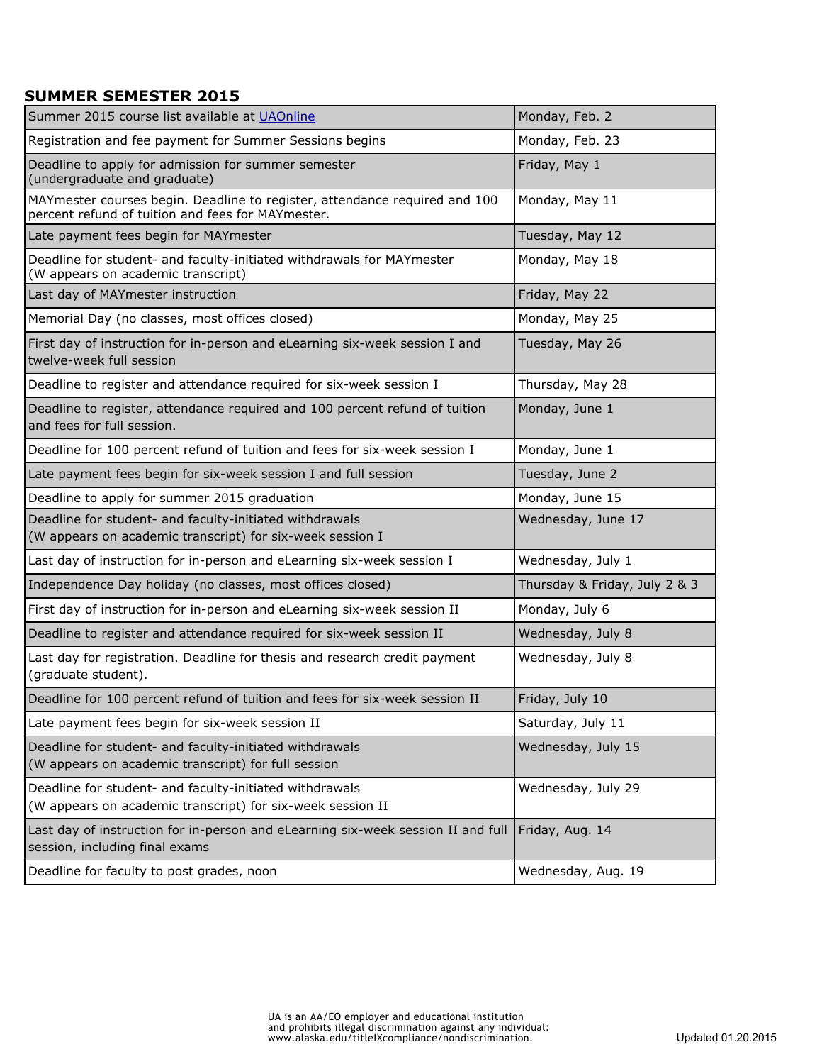## SUMMER SEMESTER 2015

| | |
|---|---|
| Summer 2015 course list available at [UAOnline](UAOnline) | Monday, Feb. 2 |
| Registration and fee payment for Summer Sessions begins | Monday, Feb. 23 |
| Deadline to apply for admission for summer semester (undergraduate and graduate) | Friday, May 1 |
| MAYmester courses begin. Deadline to register, attendance required and 100 percent refund of tuition and fees for MAYmester. | Monday, May 11 |
| Late payment fees begin for MAYmester | Tuesday, May 12 |
| Deadline for student- and faculty-initiated withdrawals for MAYmester (W appears on academic transcript) | Monday, May 18 |
| Last day of MAYmester instruction | Friday, May 22 |
| Memorial Day (no classes, most offices closed) | Monday, May 25 |
| First day of instruction for in-person and eLearning six-week session I and twelve-week full session | Tuesday, May 26 |
| Deadline to register and attendance required for six-week session I | Thursday, May 28 |
| Deadline to register, attendance required and 100 percent refund of tuition and fees for full session. | Monday, June 1 |
| Deadline for 100 percent refund of tuition and fees for six-week session I | Monday, June 1 |
| Late payment fees begin for six-week session I and full session | Tuesday, June 2 |
| Deadline to apply for summer 2015 graduation | Monday, June 15 |
| Deadline for student- and faculty-initiated withdrawals (W appears on academic transcript) for six-week session I | Wednesday, June 17 |
| Last day of instruction for in-person and eLearning six-week session I | Wednesday, July 1 |
| Independence Day holiday (no classes, most offices closed) | Thursday & Friday, July 2 & 3 |
| First day of instruction for in-person and eLearning six-week session II | Monday, July 6 |
| Deadline to register and attendance required for six-week session II | Wednesday, July 8 |
| Last day for registration. Deadline for thesis and research credit payment (graduate student). | Wednesday, July 8 |
| Deadline for 100 percent refund of tuition and fees for six-week session II | Friday, July 10 |
| Late payment fees begin for six-week session II | Saturday, July 11 |
| Deadline for student- and faculty-initiated withdrawals (W appears on academic transcript) for full session | Wednesday, July 15 |
| Deadline for student- and faculty-initiated withdrawals (W appears on academic transcript) for six-week session II | Wednesday, July 29 |
| Last day of instruction for in-person and eLearning six-week session II and full session, including final exams | Friday, Aug. 14 |
| Deadline for faculty to post grades, noon | Wednesday, Aug. 19 |

UA is an AA/EO employer and educational institution and prohibits illegal discrimination against any individual: www.alaska.edu/titleIXcompliance/nondiscrimination.

Updated 01.20.2015